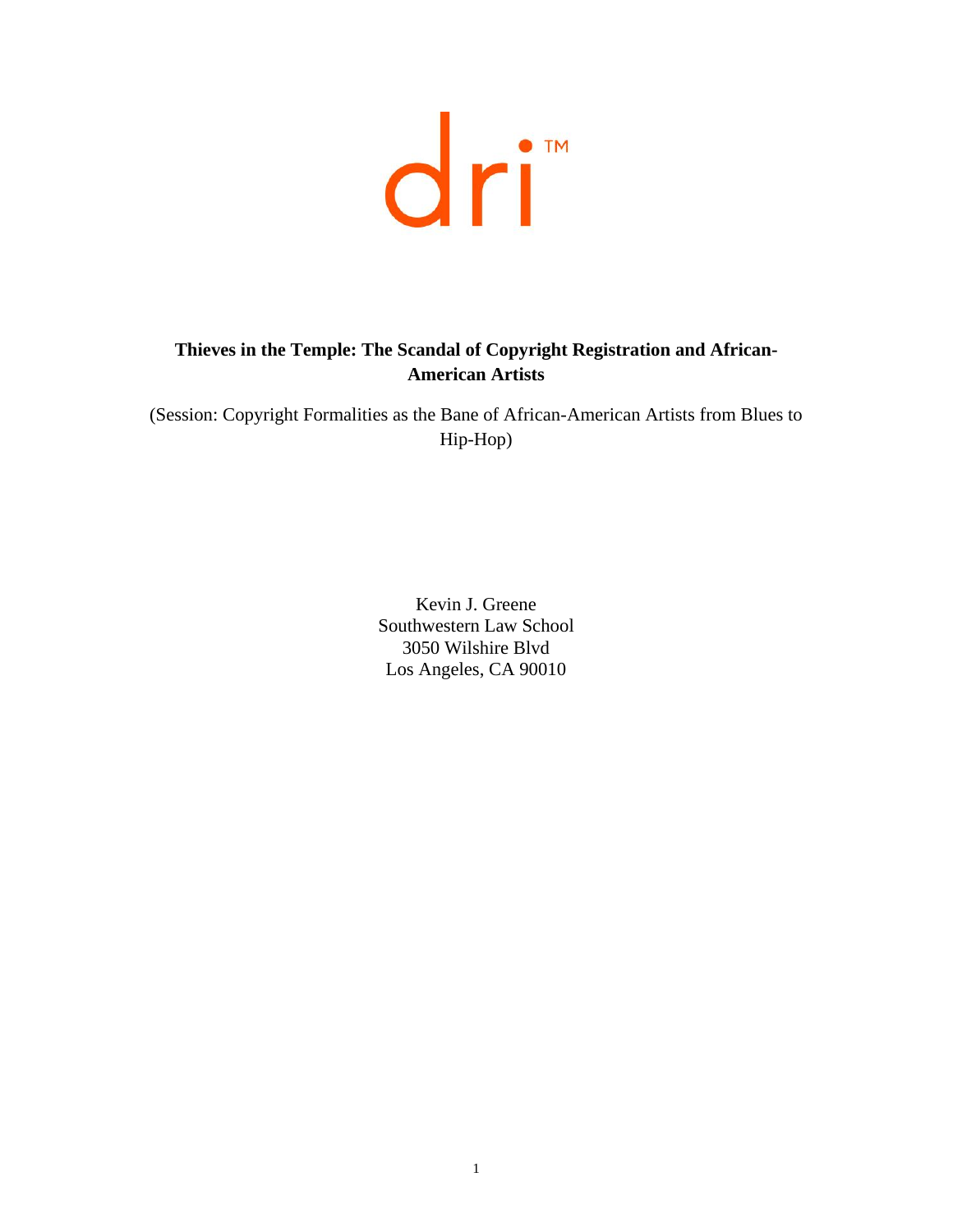dri™

# Thieves in the Temple: The Scandal of Copyright Registration and African-American Artists

(Session: Copyright Formalities as the Bane of African-American Artists from Blues to Hip-Hop)

Kevin J. Greene
Southwestern Law School
3050 Wilshire Blvd
Los Angeles, CA 90010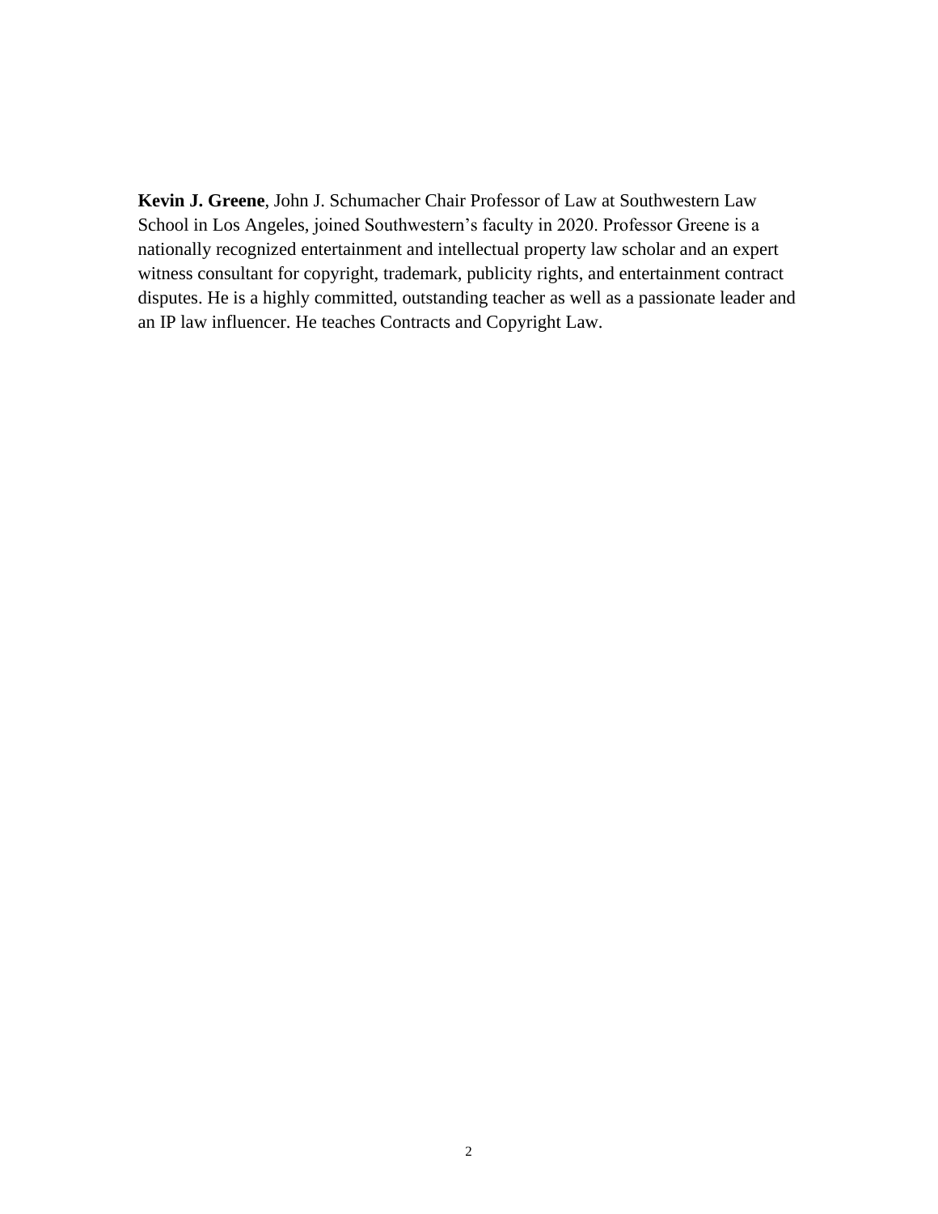**Kevin J. Greene**, John J. Schumacher Chair Professor of Law at Southwestern Law School in Los Angeles, joined Southwestern's faculty in 2020. Professor Greene is a nationally recognized entertainment and intellectual property law scholar and an expert witness consultant for copyright, trademark, publicity rights, and entertainment contract disputes. He is a highly committed, outstanding teacher as well as a passionate leader and an IP law influencer. He teaches Contracts and Copyright Law.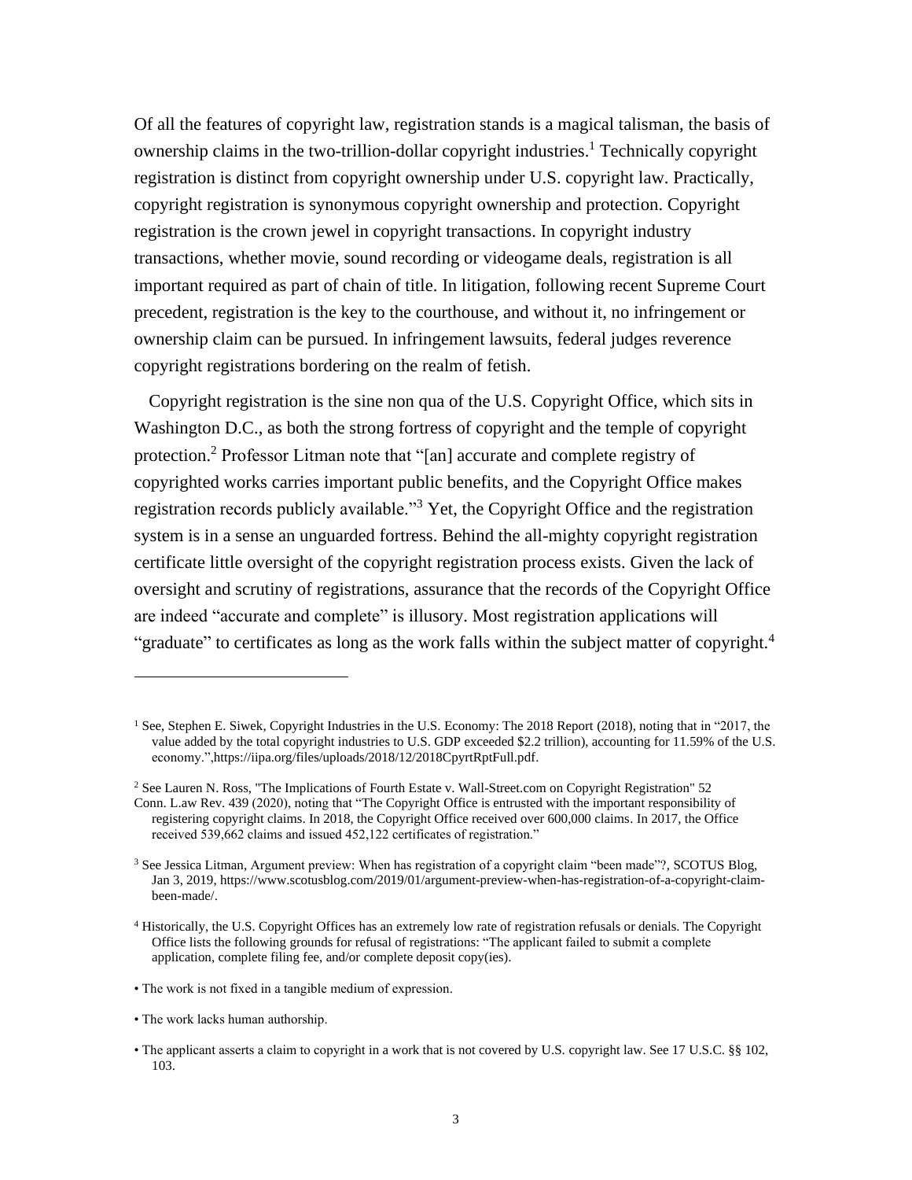Of all the features of copyright law, registration stands is a magical talisman, the basis of ownership claims in the two-trillion-dollar copyright industries.[1] Technically copyright registration is distinct from copyright ownership under U.S. copyright law. Practically, copyright registration is synonymous copyright ownership and protection. Copyright registration is the crown jewel in copyright transactions. In copyright industry transactions, whether movie, sound recording or videogame deals, registration is all important required as part of chain of title. In litigation, following recent Supreme Court precedent, registration is the key to the courthouse, and without it, no infringement or ownership claim can be pursued. In infringement lawsuits, federal judges reverence copyright registrations bordering on the realm of fetish.

Copyright registration is the sine non qua of the U.S. Copyright Office, which sits in Washington D.C., as both the strong fortress of copyright and the temple of copyright protection.[2] Professor Litman note that "[an] accurate and complete registry of copyrighted works carries important public benefits, and the Copyright Office makes registration records publicly available."[3] Yet, the Copyright Office and the registration system is in a sense an unguarded fortress. Behind the all-mighty copyright registration certificate little oversight of the copyright registration process exists. Given the lack of oversight and scrutiny of registrations, assurance that the records of the Copyright Office are indeed "accurate and complete" is illusory. Most registration applications will "graduate" to certificates as long as the work falls within the subject matter of copyright.[4]

---

[1] See, Stephen E. Siwek, Copyright Industries in the U.S. Economy: The 2018 Report (2018), noting that in "2017, the value added by the total copyright industries to U.S. GDP exceeded $2.2 trillion), accounting for 11.59% of the U.S. economy.",https://iipa.org/files/uploads/2018/12/2018CpyrtRptFull.pdf.

[2] See Lauren N. Ross, "The Implications of Fourth Estate v. Wall-Street.com on Copyright Registration" 52 Conn. L.aw Rev. 439 (2020), noting that "The Copyright Office is entrusted with the important responsibility of registering copyright claims. In 2018, the Copyright Office received over 600,000 claims. In 2017, the Office received 539,662 claims and issued 452,122 certificates of registration."

[3] See Jessica Litman, Argument preview: When has registration of a copyright claim "been made"?, SCOTUS Blog, Jan 3, 2019, https://www.scotusblog.com/2019/01/argument-preview-when-has-registration-of-a-copyright-claim-been-made/.

[4] Historically, the U.S. Copyright Offices has an extremely low rate of registration refusals or denials. The Copyright Office lists the following grounds for refusal of registrations: "The applicant failed to submit a complete application, complete filing fee, and/or complete deposit copy(ies).

- The work is not fixed in a tangible medium of expression.
- The work lacks human authorship.
- The applicant asserts a claim to copyright in a work that is not covered by U.S. copyright law. See 17 U.S.C. §§ 102, 103.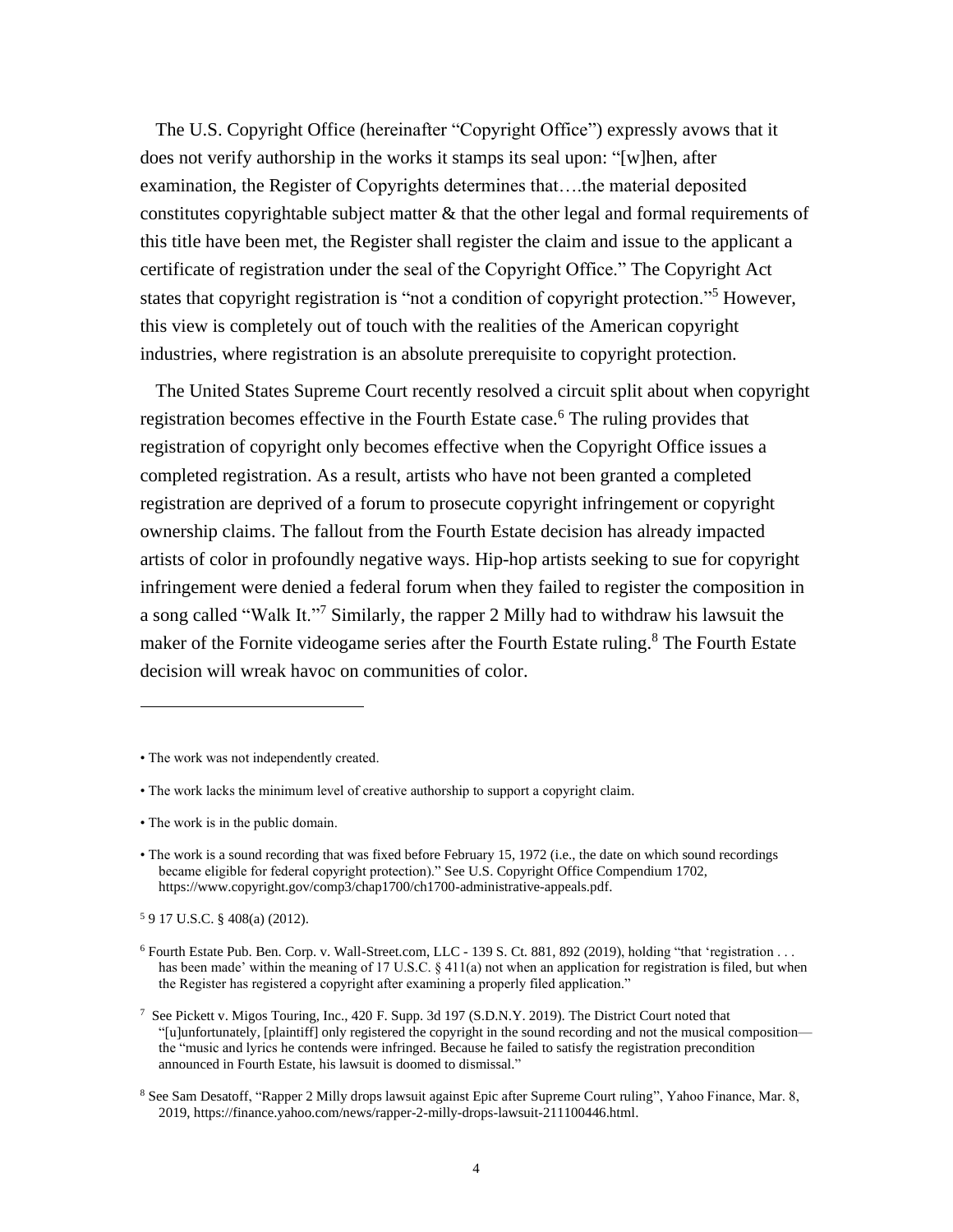The U.S. Copyright Office (hereinafter "Copyright Office") expressly avows that it does not verify authorship in the works it stamps its seal upon: "[w]hen, after examination, the Register of Copyrights determines that….the material deposited constitutes copyrightable subject matter & that the other legal and formal requirements of this title have been met, the Register shall register the claim and issue to the applicant a certificate of registration under the seal of the Copyright Office." The Copyright Act states that copyright registration is "not a condition of copyright protection."[5] However, this view is completely out of touch with the realities of the American copyright industries, where registration is an absolute prerequisite to copyright protection.

The United States Supreme Court recently resolved a circuit split about when copyright registration becomes effective in the Fourth Estate case.[6] The ruling provides that registration of copyright only becomes effective when the Copyright Office issues a completed registration. As a result, artists who have not been granted a completed registration are deprived of a forum to prosecute copyright infringement or copyright ownership claims. The fallout from the Fourth Estate decision has already impacted artists of color in profoundly negative ways. Hip-hop artists seeking to sue for copyright infringement were denied a federal forum when they failed to register the composition in a song called "Walk It."[7] Similarly, the rapper 2 Milly had to withdraw his lawsuit the maker of the Fornite videogame series after the Fourth Estate ruling.[8] The Fourth Estate decision will wreak havoc on communities of color.

---

- The work was not independently created.
- The work lacks the minimum level of creative authorship to support a copyright claim.
- The work is in the public domain.
- The work is a sound recording that was fixed before February 15, 1972 (i.e., the date on which sound recordings became eligible for federal copyright protection)." See U.S. Copyright Office Compendium 1702, https://www.copyright.gov/comp3/chap1700/ch1700-administrative-appeals.pdf.

[5] 9 17 U.S.C. § 408(a) (2012).

[6] Fourth Estate Pub. Ben. Corp. v. Wall-Street.com, LLC - 139 S. Ct. 881, 892 (2019), holding "that 'registration . . . has been made' within the meaning of 17 U.S.C. § 411(a) not when an application for registration is filed, but when the Register has registered a copyright after examining a properly filed application."

[7] See Pickett v. Migos Touring, Inc., 420 F. Supp. 3d 197 (S.D.N.Y. 2019). The District Court noted that "[u]nfortunately, [plaintiff] only registered the copyright in the sound recording and not the musical composition—the "music and lyrics he contends were infringed. Because he failed to satisfy the registration precondition announced in Fourth Estate, his lawsuit is doomed to dismissal."

[8] See Sam Desatoff, "Rapper 2 Milly drops lawsuit against Epic after Supreme Court ruling", Yahoo Finance, Mar. 8, 2019, https://finance.yahoo.com/news/rapper-2-milly-drops-lawsuit-211100446.html.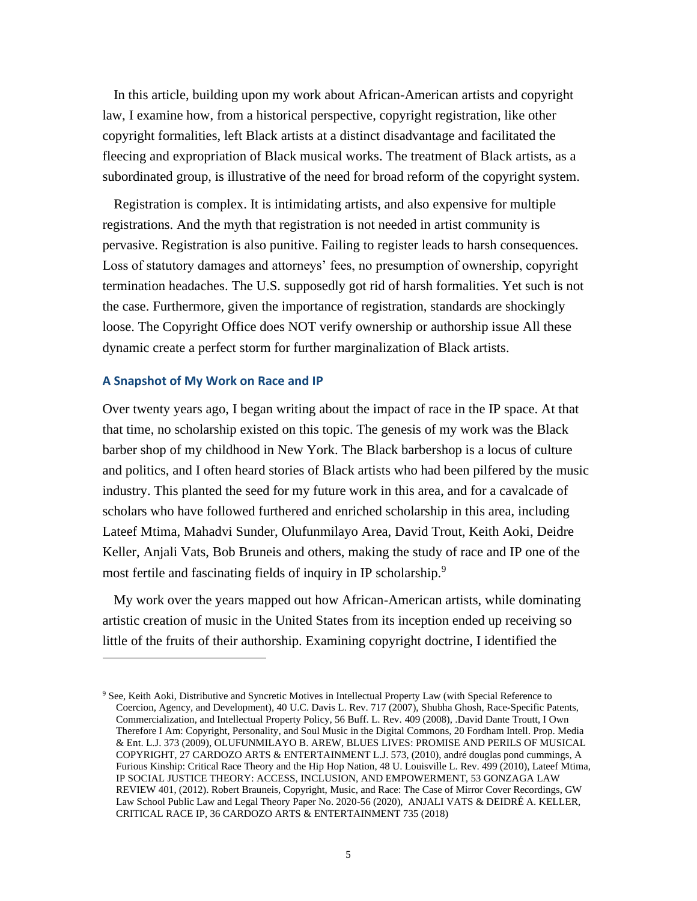In this article, building upon my work about African-American artists and copyright law, I examine how, from a historical perspective, copyright registration, like other copyright formalities, left Black artists at a distinct disadvantage and facilitated the fleecing and expropriation of Black musical works. The treatment of Black artists, as a subordinated group, is illustrative of the need for broad reform of the copyright system.

Registration is complex. It is intimidating artists, and also expensive for multiple registrations. And the myth that registration is not needed in artist community is pervasive. Registration is also punitive. Failing to register leads to harsh consequences. Loss of statutory damages and attorneys' fees, no presumption of ownership, copyright termination headaches. The U.S. supposedly got rid of harsh formalities. Yet such is not the case. Furthermore, given the importance of registration, standards are shockingly loose. The Copyright Office does NOT verify ownership or authorship issue All these dynamic create a perfect storm for further marginalization of Black artists.

### A Snapshot of My Work on Race and IP

Over twenty years ago, I began writing about the impact of race in the IP space. At that that time, no scholarship existed on this topic. The genesis of my work was the Black barber shop of my childhood in New York. The Black barbershop is a locus of culture and politics, and I often heard stories of Black artists who had been pilfered by the music industry. This planted the seed for my future work in this area, and for a cavalcade of scholars who have followed furthered and enriched scholarship in this area, including Lateef Mtima, Mahadvi Sunder, Olufunmilayo Area, David Trout, Keith Aoki, Deidre Keller, Anjali Vats, Bob Bruneis and others, making the study of race and IP one of the most fertile and fascinating fields of inquiry in IP scholarship.[9]

My work over the years mapped out how African-American artists, while dominating artistic creation of music in the United States from its inception ended up receiving so little of the fruits of their authorship. Examining copyright doctrine, I identified the

---

[9] See, Keith Aoki, Distributive and Syncretic Motives in Intellectual Property Law (with Special Reference to Coercion, Agency, and Development), 40 U.C. Davis L. Rev. 717 (2007), Shubha Ghosh, Race-Specific Patents, Commercialization, and Intellectual Property Policy, 56 Buff. L. Rev. 409 (2008), .David Dante Troutt, I Own Therefore I Am: Copyright, Personality, and Soul Music in the Digital Commons, 20 Fordham Intell. Prop. Media & Ent. L.J. 373 (2009), OLUFUNMILAYO B. AREW, BLUES LIVES: PROMISE AND PERILS OF MUSICAL COPYRIGHT, 27 CARDOZO ARTS & ENTERTAINMENT L.J. 573, (2010), andré douglas pond cummings, A Furious Kinship: Critical Race Theory and the Hip Hop Nation, 48 U. Louisville L. Rev. 499 (2010), Lateef Mtima, IP SOCIAL JUSTICE THEORY: ACCESS, INCLUSION, AND EMPOWERMENT, 53 GONZAGA LAW REVIEW 401, (2012). Robert Brauneis, Copyright, Music, and Race: The Case of Mirror Cover Recordings, GW Law School Public Law and Legal Theory Paper No. 2020-56 (2020), ANJALI VATS & DEIDRÉ A. KELLER, CRITICAL RACE IP, 36 CARDOZO ARTS & ENTERTAINMENT 735 (2018)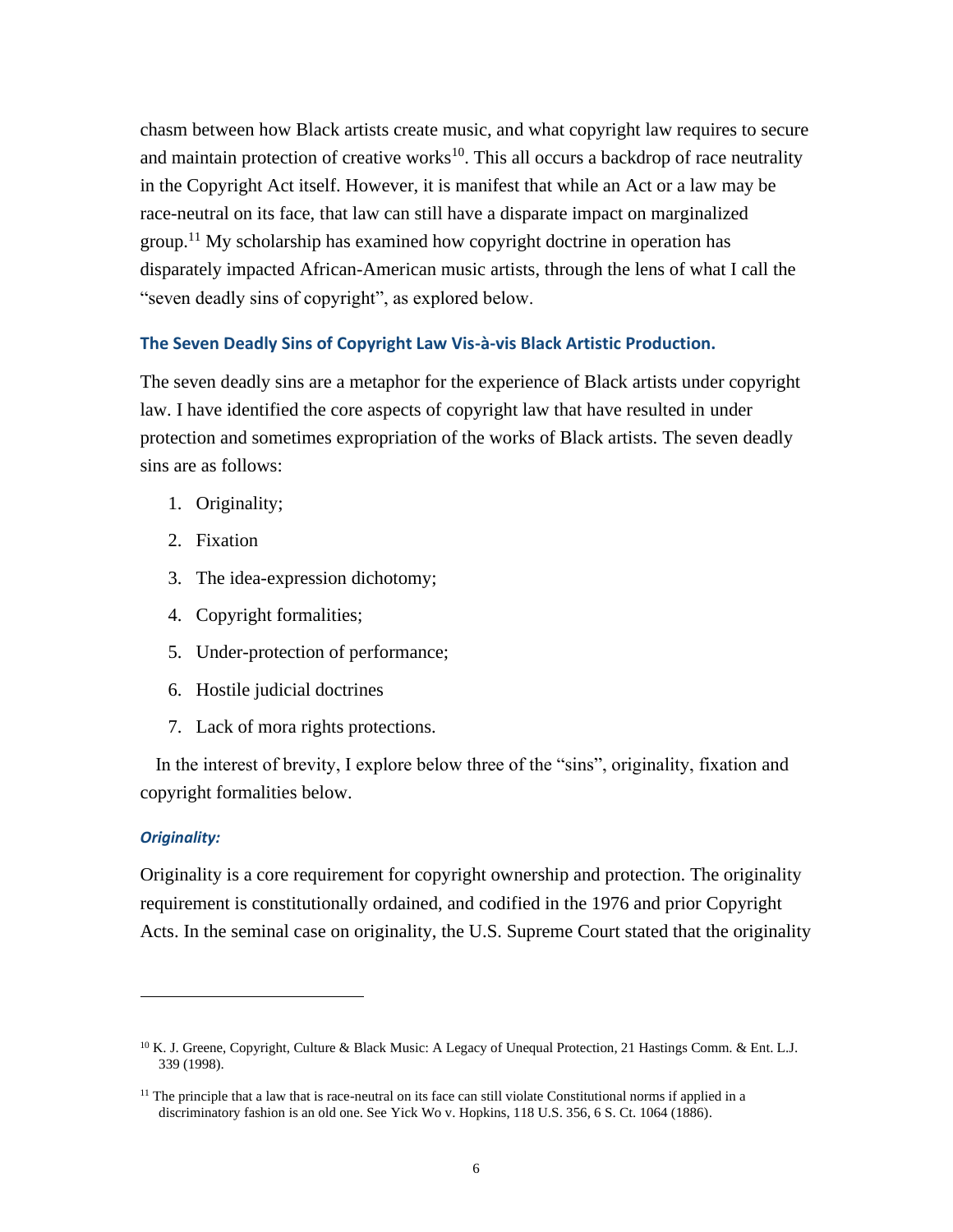chasm between how Black artists create music, and what copyright law requires to secure and maintain protection of creative works[10]. This all occurs a backdrop of race neutrality in the Copyright Act itself. However, it is manifest that while an Act or a law may be race-neutral on its face, that law can still have a disparate impact on marginalized group.[11] My scholarship has examined how copyright doctrine in operation has disparately impacted African-American music artists, through the lens of what I call the "seven deadly sins of copyright", as explored below.

### The Seven Deadly Sins of Copyright Law Vis-à-vis Black Artistic Production.

The seven deadly sins are a metaphor for the experience of Black artists under copyright law. I have identified the core aspects of copyright law that have resulted in under protection and sometimes expropriation of the works of Black artists. The seven deadly sins are as follows:

1. Originality;
2. Fixation
3. The idea-expression dichotomy;
4. Copyright formalities;
5. Under-protection of performance;
6. Hostile judicial doctrines
7. Lack of mora rights protections.

In the interest of brevity, I explore below three of the "sins", originality, fixation and copyright formalities below.

#### *Originality:*

Originality is a core requirement for copyright ownership and protection. The originality requirement is constitutionally ordained, and codified in the 1976 and prior Copyright Acts. In the seminal case on originality, the U.S. Supreme Court stated that the originality

---

[10] K. J. Greene, Copyright, Culture & Black Music: A Legacy of Unequal Protection, 21 Hastings Comm. & Ent. L.J. 339 (1998).

[11] The principle that a law that is race-neutral on its face can still violate Constitutional norms if applied in a discriminatory fashion is an old one. See Yick Wo v. Hopkins, 118 U.S. 356, 6 S. Ct. 1064 (1886).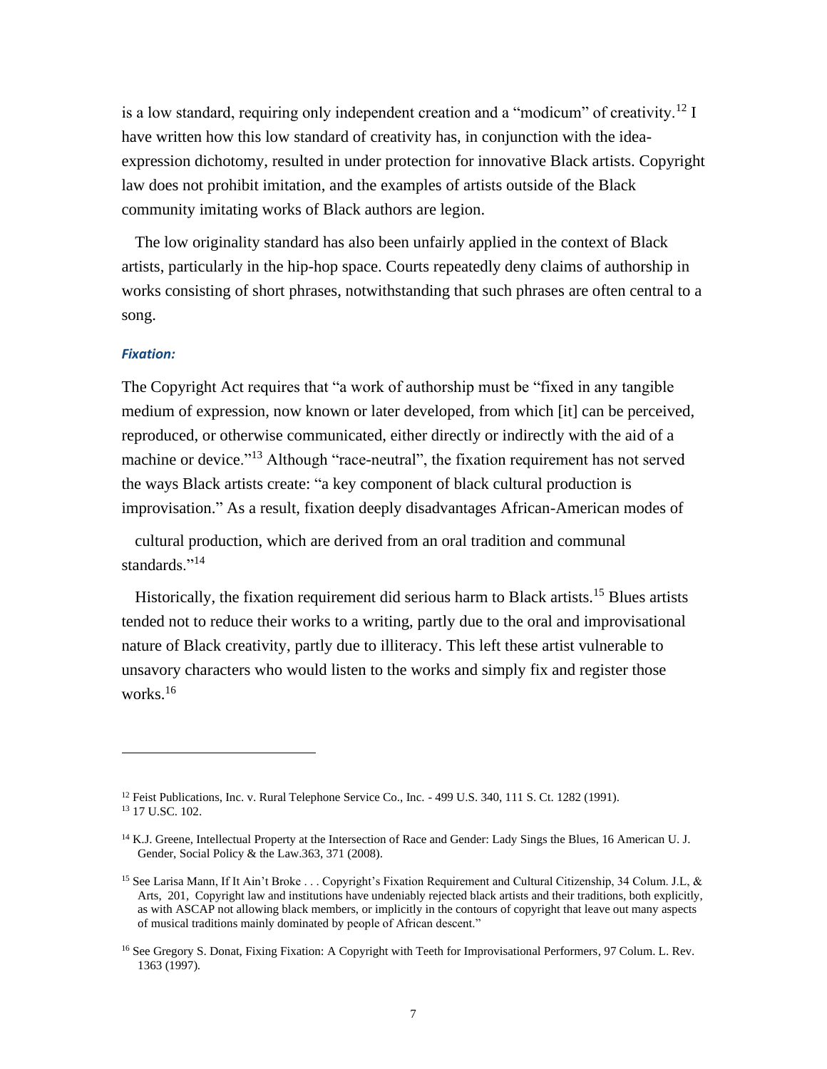is a low standard, requiring only independent creation and a "modicum" of creativity.[12] I have written how this low standard of creativity has, in conjunction with the idea-expression dichotomy, resulted in under protection for innovative Black artists. Copyright law does not prohibit imitation, and the examples of artists outside of the Black community imitating works of Black authors are legion.

The low originality standard has also been unfairly applied in the context of Black artists, particularly in the hip-hop space. Courts repeatedly deny claims of authorship in works consisting of short phrases, notwithstanding that such phrases are often central to a song.

***Fixation:***

The Copyright Act requires that "a work of authorship must be "fixed in any tangible medium of expression, now known or later developed, from which [it] can be perceived, reproduced, or otherwise communicated, either directly or indirectly with the aid of a machine or device."[13] Although "race-neutral", the fixation requirement has not served the ways Black artists create: "a key component of black cultural production is improvisation." As a result, fixation deeply disadvantages African-American modes of cultural production, which are derived from an oral tradition and communal standards."[14]

Historically, the fixation requirement did serious harm to Black artists.[15] Blues artists tended not to reduce their works to a writing, partly due to the oral and improvisational nature of Black creativity, partly due to illiteracy. This left these artist vulnerable to unsavory characters who would listen to the works and simply fix and register those works.[16]

---

[12] Feist Publications, Inc. v. Rural Telephone Service Co., Inc. - 499 U.S. 340, 111 S. Ct. 1282 (1991).

[13] 17 U.SC. 102.

[14] K.J. Greene, Intellectual Property at the Intersection of Race and Gender: Lady Sings the Blues, 16 American U. J. Gender, Social Policy & the Law.363, 371 (2008).

[15] See Larisa Mann, If It Ain't Broke . . . Copyright's Fixation Requirement and Cultural Citizenship, 34 Colum. J.L, & Arts, 201, Copyright law and institutions have undeniably rejected black artists and their traditions, both explicitly, as with ASCAP not allowing black members, or implicitly in the contours of copyright that leave out many aspects of musical traditions mainly dominated by people of African descent."

[16] See Gregory S. Donat, Fixing Fixation: A Copyright with Teeth for Improvisational Performers, 97 Colum. L. Rev. 1363 (1997).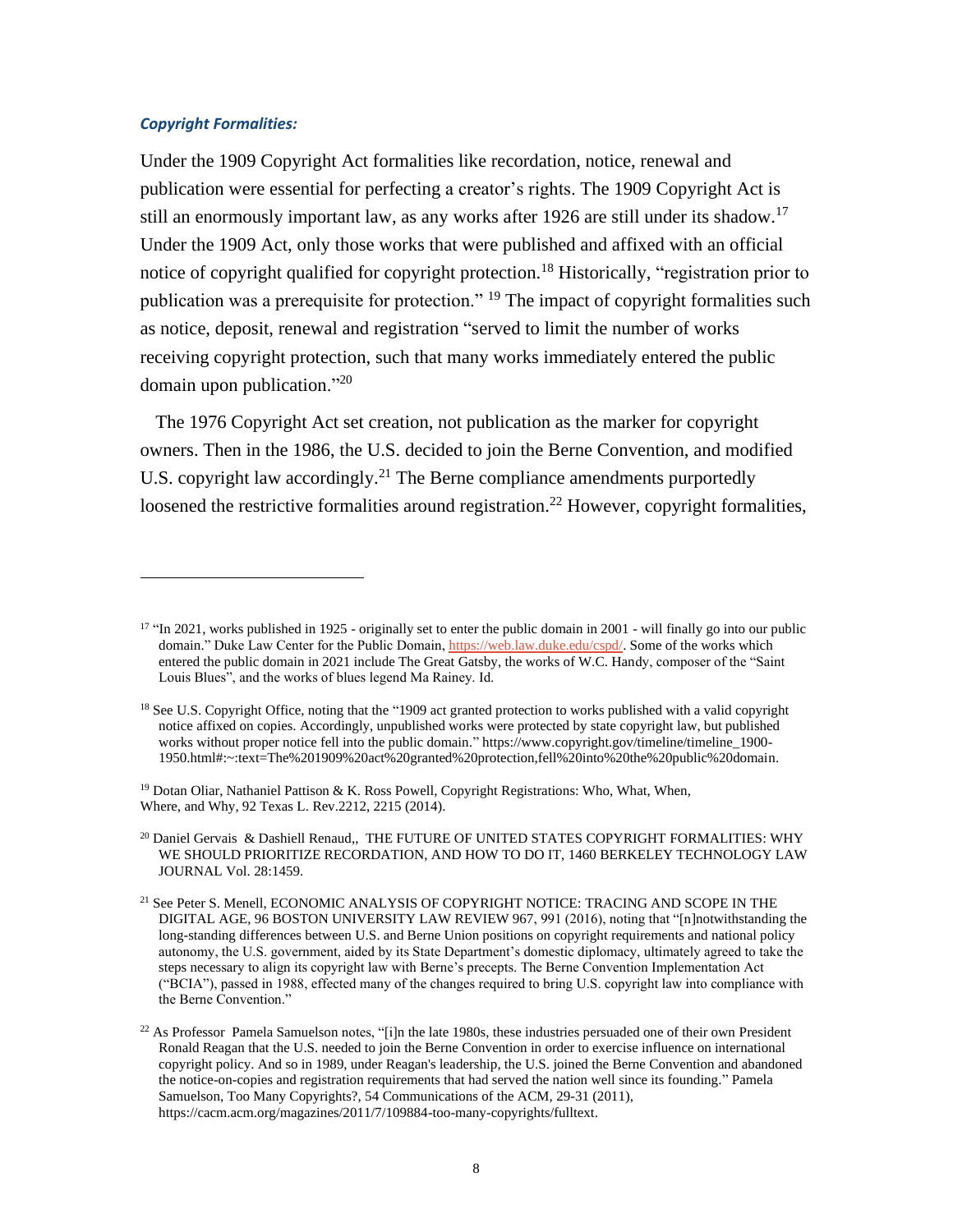### *Copyright Formalities:*

Under the 1909 Copyright Act formalities like recordation, notice, renewal and publication were essential for perfecting a creator's rights. The 1909 Copyright Act is still an enormously important law, as any works after 1926 are still under its shadow.[17] Under the 1909 Act, only those works that were published and affixed with an official notice of copyright qualified for copyright protection.[18] Historically, "registration prior to publication was a prerequisite for protection." [19] The impact of copyright formalities such as notice, deposit, renewal and registration "served to limit the number of works receiving copyright protection, such that many works immediately entered the public domain upon publication."[20]

The 1976 Copyright Act set creation, not publication as the marker for copyright owners. Then in the 1986, the U.S. decided to join the Berne Convention, and modified U.S. copyright law accordingly.[21] The Berne compliance amendments purportedly loosened the restrictive formalities around registration.[22] However, copyright formalities,

---

[17] "In 2021, works published in 1925 - originally set to enter the public domain in 2001 - will finally go into our public domain." Duke Law Center for the Public Domain, https://web.law.duke.edu/cspd/. Some of the works which entered the public domain in 2021 include The Great Gatsby, the works of W.C. Handy, composer of the "Saint Louis Blues", and the works of blues legend Ma Rainey. Id.

[18] See U.S. Copyright Office, noting that the "1909 act granted protection to works published with a valid copyright notice affixed on copies. Accordingly, unpublished works were protected by state copyright law, but published works without proper notice fell into the public domain." https://www.copyright.gov/timeline/timeline_1900-1950.html#:~:text=The%201909%20act%20granted%20protection,fell%20into%20the%20public%20domain.

[19] Dotan Oliar, Nathaniel Pattison & K. Ross Powell, Copyright Registrations: Who, What, When, Where, and Why, 92 Texas L. Rev.2212, 2215 (2014).

[20] Daniel Gervais & Dashiell Renaud,, THE FUTURE OF UNITED STATES COPYRIGHT FORMALITIES: WHY WE SHOULD PRIORITIZE RECORDATION, AND HOW TO DO IT, 1460 BERKELEY TECHNOLOGY LAW JOURNAL Vol. 28:1459.

[21] See Peter S. Menell, ECONOMIC ANALYSIS OF COPYRIGHT NOTICE: TRACING AND SCOPE IN THE DIGITAL AGE, 96 BOSTON UNIVERSITY LAW REVIEW 967, 991 (2016), noting that "[n]notwithstanding the long-standing differences between U.S. and Berne Union positions on copyright requirements and national policy autonomy, the U.S. government, aided by its State Department's domestic diplomacy, ultimately agreed to take the steps necessary to align its copyright law with Berne's precepts. The Berne Convention Implementation Act ("BCIA"), passed in 1988, effected many of the changes required to bring U.S. copyright law into compliance with the Berne Convention."

[22] As Professor Pamela Samuelson notes, "[i]n the late 1980s, these industries persuaded one of their own President Ronald Reagan that the U.S. needed to join the Berne Convention in order to exercise influence on international copyright policy. And so in 1989, under Reagan's leadership, the U.S. joined the Berne Convention and abandoned the notice-on-copies and registration requirements that had served the nation well since its founding." Pamela Samuelson, Too Many Copyrights?, 54 Communications of the ACM, 29-31 (2011), https://cacm.acm.org/magazines/2011/7/109884-too-many-copyrights/fulltext.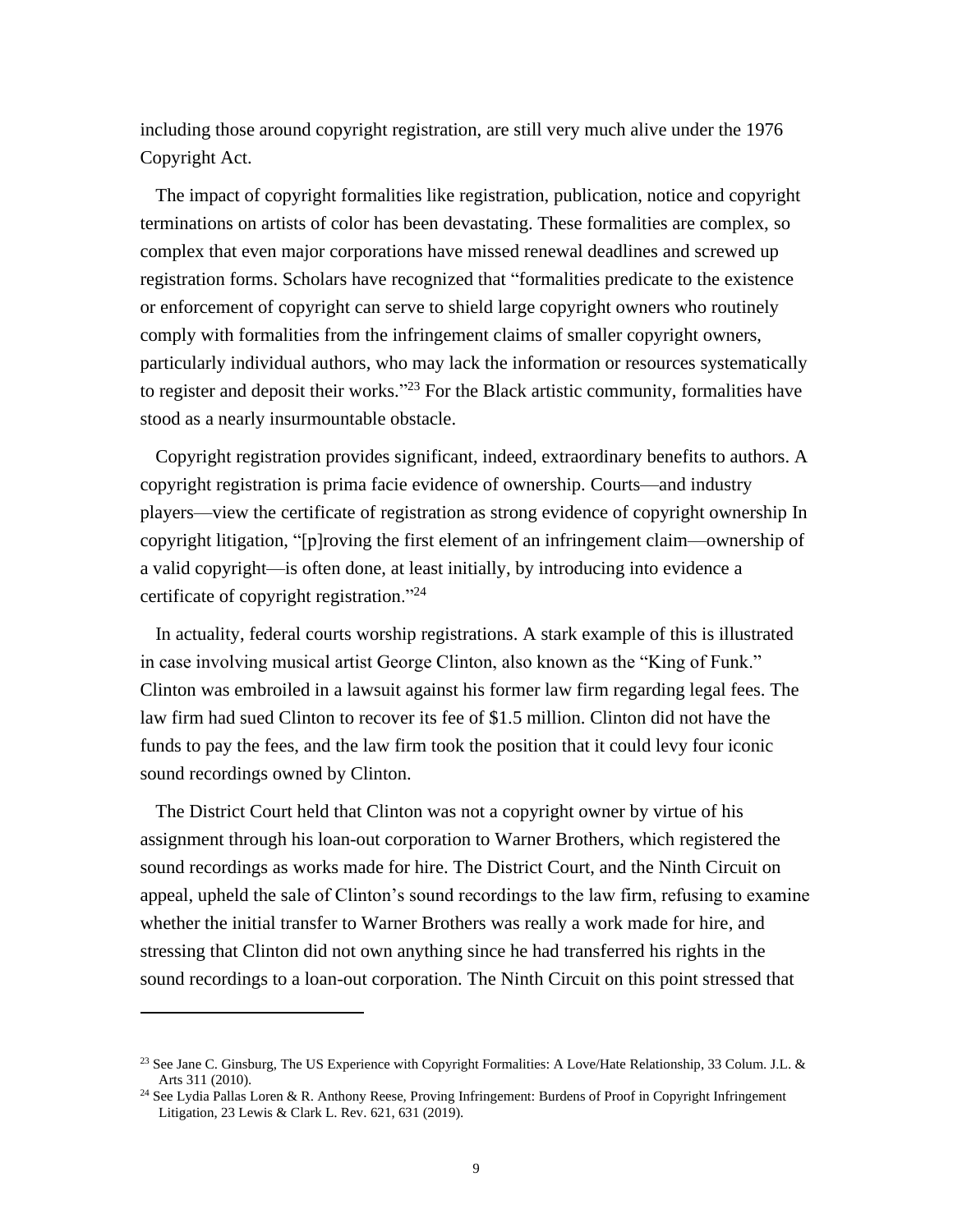including those around copyright registration, are still very much alive under the 1976 Copyright Act.

The impact of copyright formalities like registration, publication, notice and copyright terminations on artists of color has been devastating. These formalities are complex, so complex that even major corporations have missed renewal deadlines and screwed up registration forms. Scholars have recognized that "formalities predicate to the existence or enforcement of copyright can serve to shield large copyright owners who routinely comply with formalities from the infringement claims of smaller copyright owners, particularly individual authors, who may lack the information or resources systematically to register and deposit their works."[23] For the Black artistic community, formalities have stood as a nearly insurmountable obstacle.

Copyright registration provides significant, indeed, extraordinary benefits to authors. A copyright registration is prima facie evidence of ownership. Courts—and industry players—view the certificate of registration as strong evidence of copyright ownership In copyright litigation, "[p]roving the first element of an infringement claim—ownership of a valid copyright—is often done, at least initially, by introducing into evidence a certificate of copyright registration."[24]

In actuality, federal courts worship registrations. A stark example of this is illustrated in case involving musical artist George Clinton, also known as the "King of Funk." Clinton was embroiled in a lawsuit against his former law firm regarding legal fees. The law firm had sued Clinton to recover its fee of $1.5 million. Clinton did not have the funds to pay the fees, and the law firm took the position that it could levy four iconic sound recordings owned by Clinton.

The District Court held that Clinton was not a copyright owner by virtue of his assignment through his loan-out corporation to Warner Brothers, which registered the sound recordings as works made for hire. The District Court, and the Ninth Circuit on appeal, upheld the sale of Clinton's sound recordings to the law firm, refusing to examine whether the initial transfer to Warner Brothers was really a work made for hire, and stressing that Clinton did not own anything since he had transferred his rights in the sound recordings to a loan-out corporation. The Ninth Circuit on this point stressed that

---

[23] See Jane C. Ginsburg, The US Experience with Copyright Formalities: A Love/Hate Relationship, 33 Colum. J.L. & Arts 311 (2010).

[24] See Lydia Pallas Loren & R. Anthony Reese, Proving Infringement: Burdens of Proof in Copyright Infringement Litigation, 23 Lewis & Clark L. Rev. 621, 631 (2019).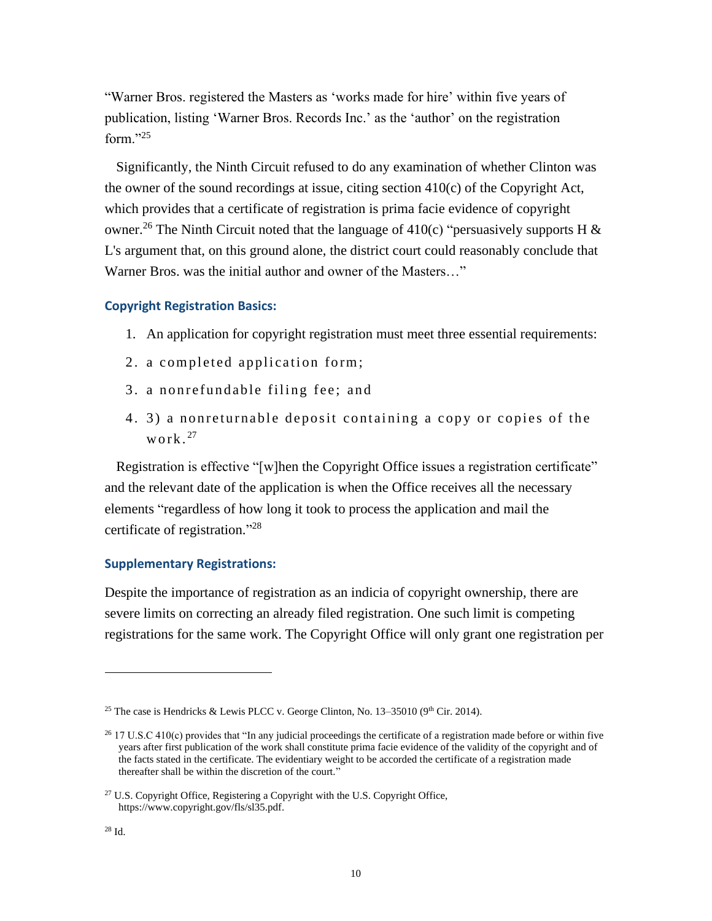"Warner Bros. registered the Masters as 'works made for hire' within five years of publication, listing 'Warner Bros. Records Inc.' as the 'author' on the registration form."[25]

Significantly, the Ninth Circuit refused to do any examination of whether Clinton was the owner of the sound recordings at issue, citing section 410(c) of the Copyright Act, which provides that a certificate of registration is prima facie evidence of copyright owner.[26] The Ninth Circuit noted that the language of 410(c) "persuasively supports H & L's argument that, on this ground alone, the district court could reasonably conclude that Warner Bros. was the initial author and owner of the Masters…"

### Copyright Registration Basics:

1. An application for copyright registration must meet three essential requirements:
2. a completed application form;
3. a nonrefundable filing fee; and
4. 3) a nonreturnable deposit containing a copy or copies of the work.[27]

Registration is effective "[w]hen the Copyright Office issues a registration certificate" and the relevant date of the application is when the Office receives all the necessary elements "regardless of how long it took to process the application and mail the certificate of registration."[28]

### Supplementary Registrations:

Despite the importance of registration as an indicia of copyright ownership, there are severe limits on correcting an already filed registration. One such limit is competing registrations for the same work. The Copyright Office will only grant one registration per

---

[25] The case is Hendricks & Lewis PLCC v. George Clinton, No. 13–35010 (9th Cir. 2014).

[26] 17 U.S.C 410(c) provides that "In any judicial proceedings the certificate of a registration made before or within five years after first publication of the work shall constitute prima facie evidence of the validity of the copyright and of the facts stated in the certificate. The evidentiary weight to be accorded the certificate of a registration made thereafter shall be within the discretion of the court."

[27] U.S. Copyright Office, Registering a Copyright with the U.S. Copyright Office, https://www.copyright.gov/fls/sl35.pdf.

[28] Id.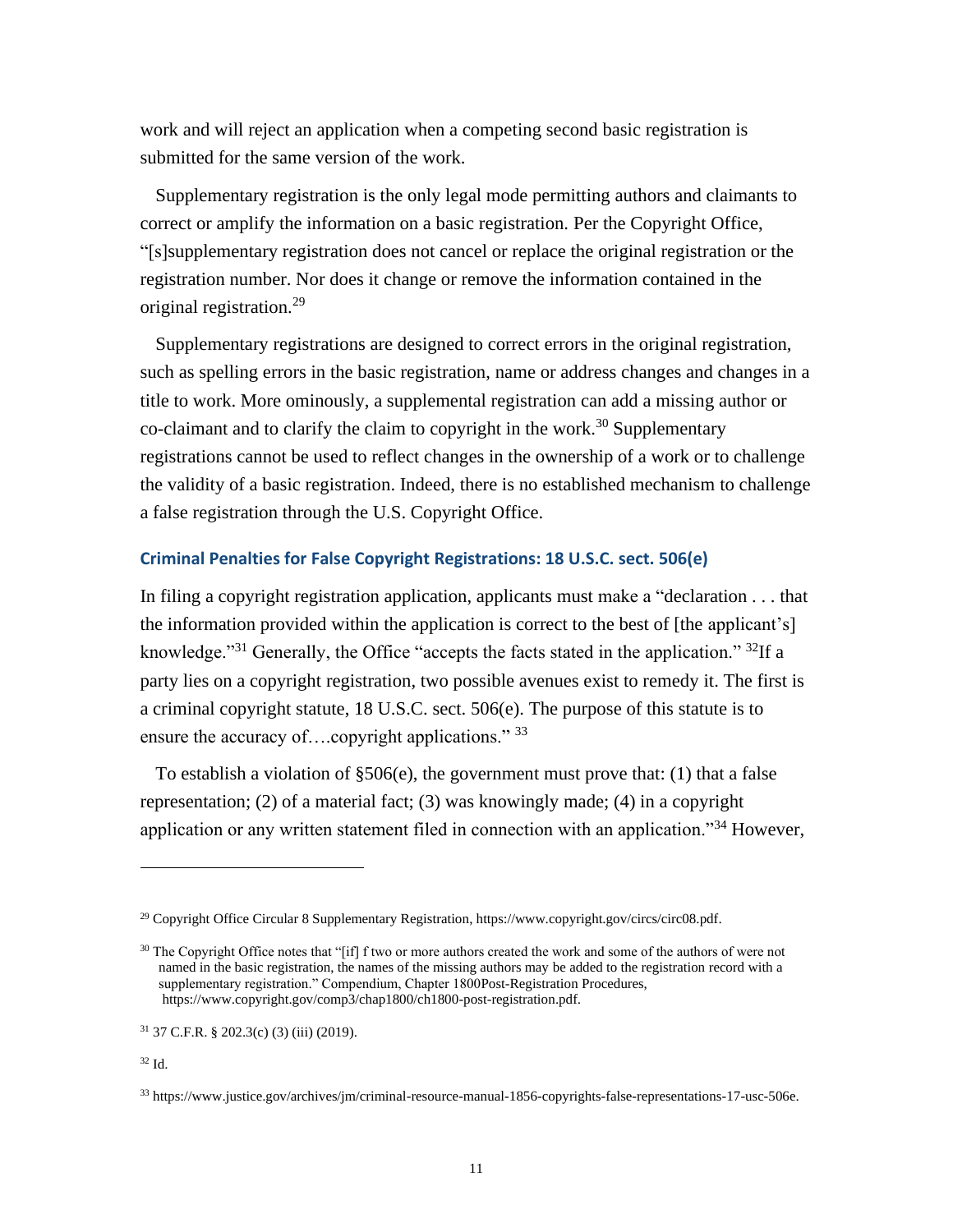work and will reject an application when a competing second basic registration is submitted for the same version of the work.

Supplementary registration is the only legal mode permitting authors and claimants to correct or amplify the information on a basic registration. Per the Copyright Office, "[s]supplementary registration does not cancel or replace the original registration or the registration number. Nor does it change or remove the information contained in the original registration.[29]

Supplementary registrations are designed to correct errors in the original registration, such as spelling errors in the basic registration, name or address changes and changes in a title to work. More ominously, a supplemental registration can add a missing author or co-claimant and to clarify the claim to copyright in the work.[30] Supplementary registrations cannot be used to reflect changes in the ownership of a work or to challenge the validity of a basic registration. Indeed, there is no established mechanism to challenge a false registration through the U.S. Copyright Office.

### Criminal Penalties for False Copyright Registrations: 18 U.S.C. sect. 506(e)

In filing a copyright registration application, applicants must make a "declaration . . . that the information provided within the application is correct to the best of [the applicant's] knowledge."[31] Generally, the Office "accepts the facts stated in the application." [32]If a party lies on a copyright registration, two possible avenues exist to remedy it. The first is a criminal copyright statute, 18 U.S.C. sect. 506(e). The purpose of this statute is to ensure the accuracy of….copyright applications." [33]

To establish a violation of §506(e), the government must prove that: (1) that a false representation; (2) of a material fact; (3) was knowingly made; (4) in a copyright application or any written statement filed in connection with an application."[34] However,

---

[29] Copyright Office Circular 8 Supplementary Registration, https://www.copyright.gov/circs/circ08.pdf.

[30] The Copyright Office notes that "[if] f two or more authors created the work and some of the authors of were not named in the basic registration, the names of the missing authors may be added to the registration record with a supplementary registration." Compendium, Chapter 1800Post-Registration Procedures, https://www.copyright.gov/comp3/chap1800/ch1800-post-registration.pdf.

[31] 37 C.F.R. § 202.3(c) (3) (iii) (2019).

[32] Id.

[33] https://www.justice.gov/archives/jm/criminal-resource-manual-1856-copyrights-false-representations-17-usc-506e.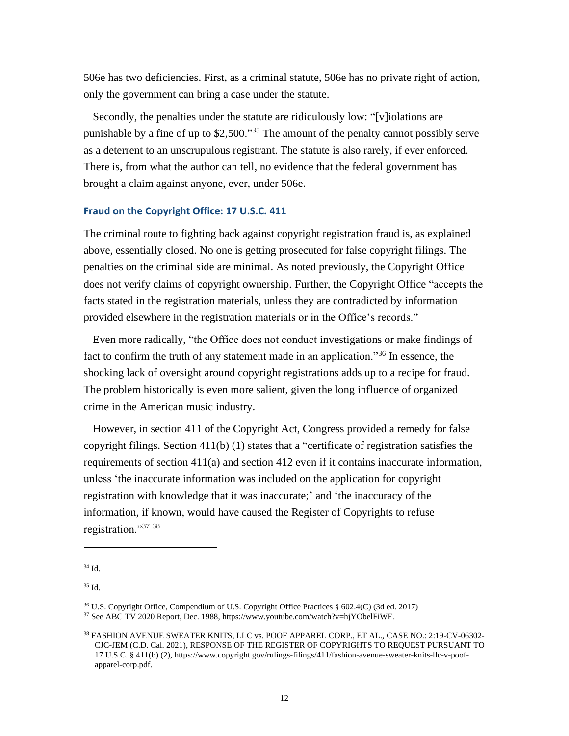506e has two deficiencies. First, as a criminal statute, 506e has no private right of action, only the government can bring a case under the statute.

Secondly, the penalties under the statute are ridiculously low: "[v]iolations are punishable by a fine of up to $2,500."[35] The amount of the penalty cannot possibly serve as a deterrent to an unscrupulous registrant. The statute is also rarely, if ever enforced. There is, from what the author can tell, no evidence that the federal government has brought a claim against anyone, ever, under 506e.

### Fraud on the Copyright Office: 17 U.S.C. 411

The criminal route to fighting back against copyright registration fraud is, as explained above, essentially closed. No one is getting prosecuted for false copyright filings. The penalties on the criminal side are minimal. As noted previously, the Copyright Office does not verify claims of copyright ownership. Further, the Copyright Office "accepts the facts stated in the registration materials, unless they are contradicted by information provided elsewhere in the registration materials or in the Office's records."

Even more radically, "the Office does not conduct investigations or make findings of fact to confirm the truth of any statement made in an application."[36] In essence, the shocking lack of oversight around copyright registrations adds up to a recipe for fraud. The problem historically is even more salient, given the long influence of organized crime in the American music industry.

However, in section 411 of the Copyright Act, Congress provided a remedy for false copyright filings. Section 411(b) (1) states that a "certificate of registration satisfies the requirements of section 411(a) and section 412 even if it contains inaccurate information, unless 'the inaccurate information was included on the application for copyright registration with knowledge that it was inaccurate;' and 'the inaccuracy of the information, if known, would have caused the Register of Copyrights to refuse registration."[37] [38]

---

[34] Id.

[35] Id.

[36] U.S. Copyright Office, Compendium of U.S. Copyright Office Practices § 602.4(C) (3d ed. 2017)

[37] See ABC TV 2020 Report, Dec. 1988, https://www.youtube.com/watch?v=hjYObelFiWE.

[38] FASHION AVENUE SWEATER KNITS, LLC vs. POOF APPAREL CORP., ET AL., CASE NO.: 2:19-CV-06302-CJC-JEM (C.D. Cal. 2021), RESPONSE OF THE REGISTER OF COPYRIGHTS TO REQUEST PURSUANT TO 17 U.S.C. § 411(b) (2), https://www.copyright.gov/rulings-filings/411/fashion-avenue-sweater-knits-llc-v-poof-apparel-corp.pdf.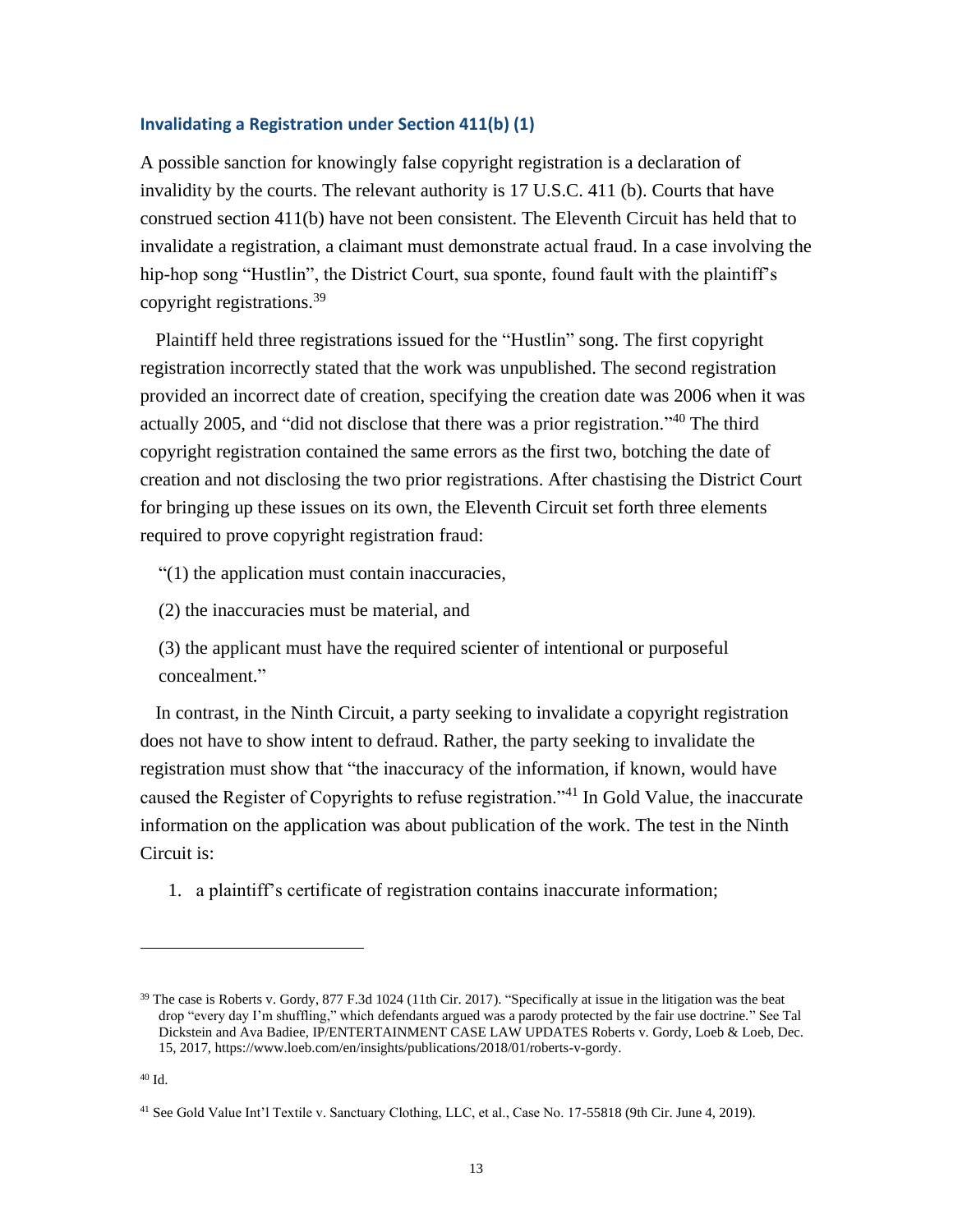### Invalidating a Registration under Section 411(b) (1)

A possible sanction for knowingly false copyright registration is a declaration of invalidity by the courts. The relevant authority is 17 U.S.C. 411 (b). Courts that have construed section 411(b) have not been consistent. The Eleventh Circuit has held that to invalidate a registration, a claimant must demonstrate actual fraud. In a case involving the hip-hop song "Hustlin", the District Court, sua sponte, found fault with the plaintiff's copyright registrations.[39]

Plaintiff held three registrations issued for the "Hustlin" song. The first copyright registration incorrectly stated that the work was unpublished. The second registration provided an incorrect date of creation, specifying the creation date was 2006 when it was actually 2005, and "did not disclose that there was a prior registration."[40] The third copyright registration contained the same errors as the first two, botching the date of creation and not disclosing the two prior registrations. After chastising the District Court for bringing up these issues on its own, the Eleventh Circuit set forth three elements required to prove copyright registration fraud:

"(1) the application must contain inaccuracies,

(2) the inaccuracies must be material, and

(3) the applicant must have the required scienter of intentional or purposeful concealment."

In contrast, in the Ninth Circuit, a party seeking to invalidate a copyright registration does not have to show intent to defraud. Rather, the party seeking to invalidate the registration must show that "the inaccuracy of the information, if known, would have caused the Register of Copyrights to refuse registration."[41] In Gold Value, the inaccurate information on the application was about publication of the work. The test in the Ninth Circuit is:

1. a plaintiff's certificate of registration contains inaccurate information;

---

[39] The case is Roberts v. Gordy, 877 F.3d 1024 (11th Cir. 2017). "Specifically at issue in the litigation was the beat drop "every day I'm shuffling," which defendants argued was a parody protected by the fair use doctrine." See Tal Dickstein and Ava Badiee, IP/ENTERTAINMENT CASE LAW UPDATES Roberts v. Gordy, Loeb & Loeb, Dec. 15, 2017, https://www.loeb.com/en/insights/publications/2018/01/roberts-v-gordy.

[40] Id.

[41] See Gold Value Int'l Textile v. Sanctuary Clothing, LLC, et al., Case No. 17-55818 (9th Cir. June 4, 2019).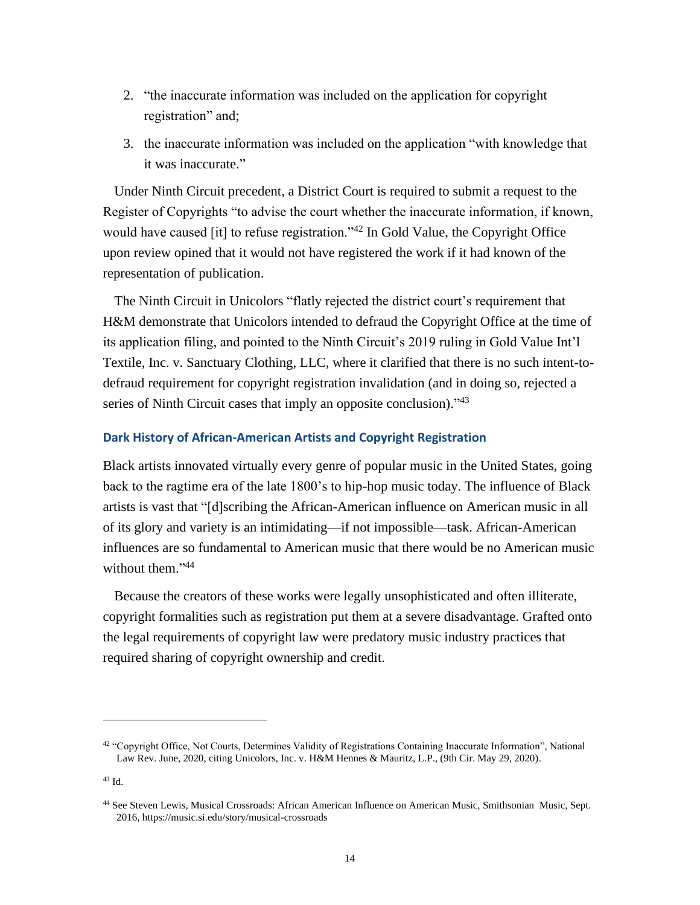2. "the inaccurate information was included on the application for copyright registration" and;
3. the inaccurate information was included on the application "with knowledge that it was inaccurate."

Under Ninth Circuit precedent, a District Court is required to submit a request to the Register of Copyrights "to advise the court whether the inaccurate information, if known, would have caused [it] to refuse registration."[42] In Gold Value, the Copyright Office upon review opined that it would not have registered the work if it had known of the representation of publication.

The Ninth Circuit in Unicolors "flatly rejected the district court's requirement that H&M demonstrate that Unicolors intended to defraud the Copyright Office at the time of its application filing, and pointed to the Ninth Circuit's 2019 ruling in Gold Value Int'l Textile, Inc. v. Sanctuary Clothing, LLC, where it clarified that there is no such intent-to-defraud requirement for copyright registration invalidation (and in doing so, rejected a series of Ninth Circuit cases that imply an opposite conclusion)."[43]

### Dark History of African-American Artists and Copyright Registration

Black artists innovated virtually every genre of popular music in the United States, going back to the ragtime era of the late 1800's to hip-hop music today. The influence of Black artists is vast that "[d]scribing the African-American influence on American music in all of its glory and variety is an intimidating—if not impossible—task. African-American influences are so fundamental to American music that there would be no American music without them."[44]

Because the creators of these works were legally unsophisticated and often illiterate, copyright formalities such as registration put them at a severe disadvantage. Grafted onto the legal requirements of copyright law were predatory music industry practices that required sharing of copyright ownership and credit.

---

[42] "Copyright Office, Not Courts, Determines Validity of Registrations Containing Inaccurate Information", National Law Rev. June, 2020, citing Unicolors, Inc. v. H&M Hennes & Mauritz, L.P., (9th Cir. May 29, 2020).

[43] Id.

[44] See Steven Lewis, Musical Crossroads: African American Influence on American Music, Smithsonian Music, Sept. 2016, https://music.si.edu/story/musical-crossroads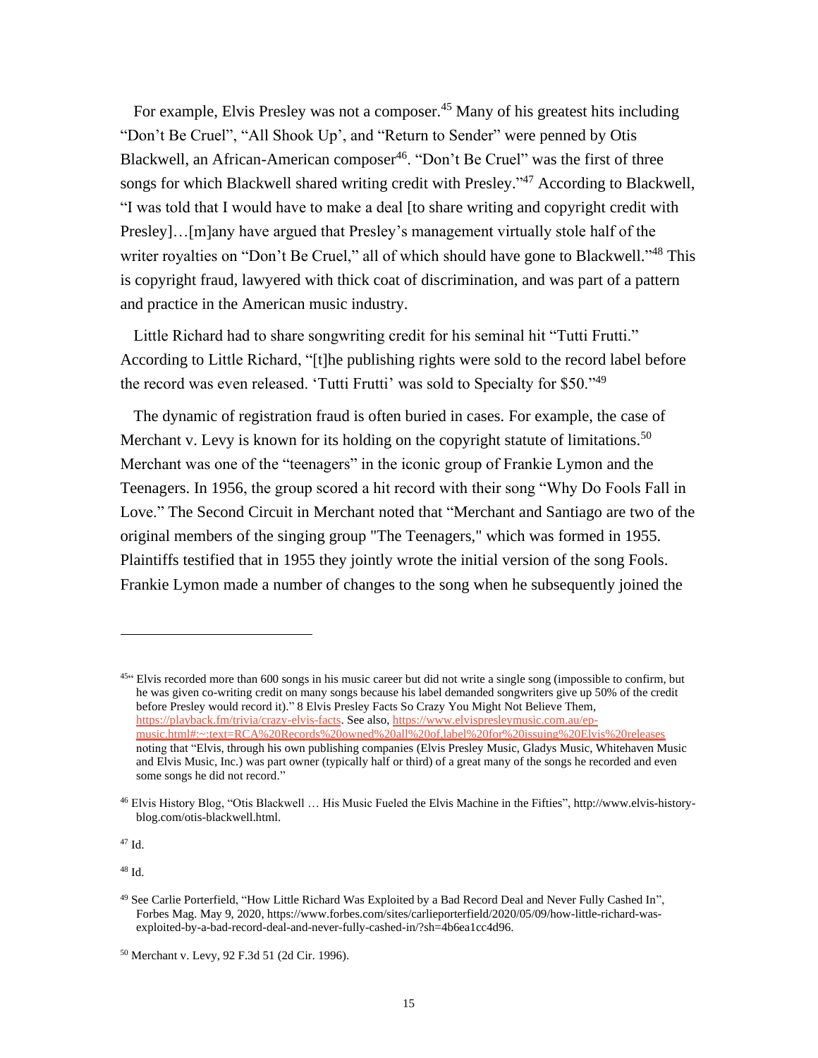For example, Elvis Presley was not a composer.[45] Many of his greatest hits including "Don't Be Cruel", "All Shook Up', and "Return to Sender" were penned by Otis Blackwell, an African-American composer[46]. "Don't Be Cruel" was the first of three songs for which Blackwell shared writing credit with Presley."[47] According to Blackwell, "I was told that I would have to make a deal [to share writing and copyright credit with Presley]…[m]any have argued that Presley's management virtually stole half of the writer royalties on "Don't Be Cruel," all of which should have gone to Blackwell."[48] This is copyright fraud, lawyered with thick coat of discrimination, and was part of a pattern and practice in the American music industry.

Little Richard had to share songwriting credit for his seminal hit "Tutti Frutti." According to Little Richard, "[t]he publishing rights were sold to the record label before the record was even released. 'Tutti Frutti' was sold to Specialty for $50."[49]

The dynamic of registration fraud is often buried in cases. For example, the case of Merchant v. Levy is known for its holding on the copyright statute of limitations.[50] Merchant was one of the "teenagers" in the iconic group of Frankie Lymon and the Teenagers. In 1956, the group scored a hit record with their song "Why Do Fools Fall in Love." The Second Circuit in Merchant noted that "Merchant and Santiago are two of the original members of the singing group "The Teenagers," which was formed in 1955. Plaintiffs testified that in 1955 they jointly wrote the initial version of the song Fools. Frankie Lymon made a number of changes to the song when he subsequently joined the

---

[45] " Elvis recorded more than 600 songs in his music career but did not write a single song (impossible to confirm, but he was given co-writing credit on many songs because his label demanded songwriters give up 50% of the credit before Presley would record it)." 8 Elvis Presley Facts So Crazy You Might Not Believe Them, https://playback.fm/trivia/crazy-elvis-facts. See also, https://www.elvispresleymusic.com.au/ep-music.html#:~:text=RCA%20Records%20owned%20all%20of,label%20for%20issuing%20Elvis%20releases noting that "Elvis, through his own publishing companies (Elvis Presley Music, Gladys Music, Whitehaven Music and Elvis Music, Inc.) was part owner (typically half or third) of a great many of the songs he recorded and even some songs he did not record."

[46] Elvis History Blog, "Otis Blackwell … His Music Fueled the Elvis Machine in the Fifties", http://www.elvis-history-blog.com/otis-blackwell.html.

[47] Id.

[48] Id.

[49] See Carlie Porterfield, "How Little Richard Was Exploited by a Bad Record Deal and Never Fully Cashed In", Forbes Mag. May 9, 2020, https://www.forbes.com/sites/carlieporterfield/2020/05/09/how-little-richard-was-exploited-by-a-bad-record-deal-and-never-fully-cashed-in/?sh=4b6ea1cc4d96.

[50] Merchant v. Levy, 92 F.3d 51 (2d Cir. 1996).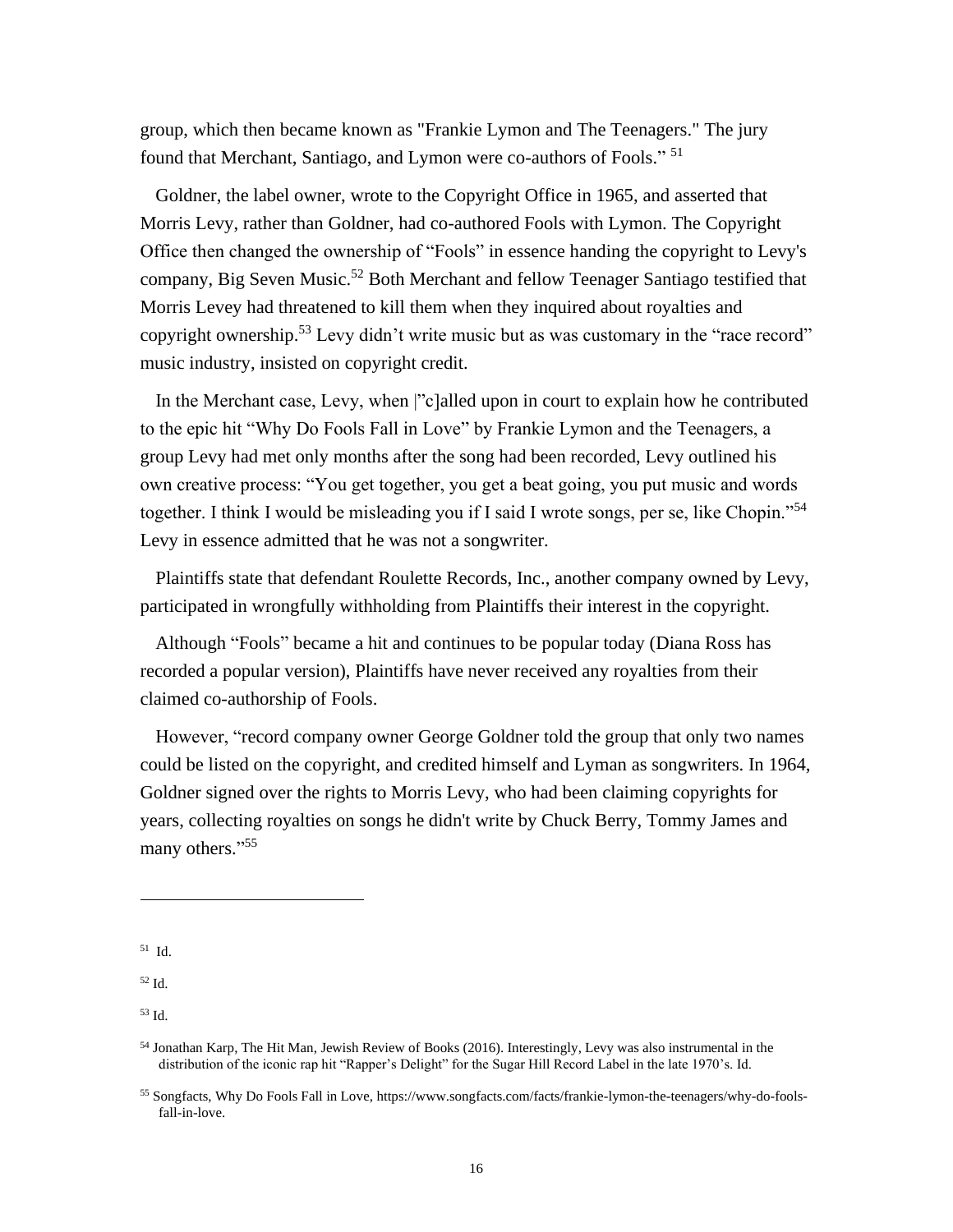group, which then became known as "Frankie Lymon and The Teenagers." The jury found that Merchant, Santiago, and Lymon were co-authors of Fools." [51]

Goldner, the label owner, wrote to the Copyright Office in 1965, and asserted that Morris Levy, rather than Goldner, had co-authored Fools with Lymon. The Copyright Office then changed the ownership of "Fools" in essence handing the copyright to Levy's company, Big Seven Music.[52] Both Merchant and fellow Teenager Santiago testified that Morris Levey had threatened to kill them when they inquired about royalties and copyright ownership.[53] Levy didn't write music but as was customary in the "race record" music industry, insisted on copyright credit.

In the Merchant case, Levy, when |"c]alled upon in court to explain how he contributed to the epic hit "Why Do Fools Fall in Love" by Frankie Lymon and the Teenagers, a group Levy had met only months after the song had been recorded, Levy outlined his own creative process: "You get together, you get a beat going, you put music and words together. I think I would be misleading you if I said I wrote songs, per se, like Chopin."[54] Levy in essence admitted that he was not a songwriter.

Plaintiffs state that defendant Roulette Records, Inc., another company owned by Levy, participated in wrongfully withholding from Plaintiffs their interest in the copyright.

Although "Fools" became a hit and continues to be popular today (Diana Ross has recorded a popular version), Plaintiffs have never received any royalties from their claimed co-authorship of Fools.

However, "record company owner George Goldner told the group that only two names could be listed on the copyright, and credited himself and Lyman as songwriters. In 1964, Goldner signed over the rights to Morris Levy, who had been claiming copyrights for years, collecting royalties on songs he didn't write by Chuck Berry, Tommy James and many others."[55]

---

[51] Id.

[52] Id.

[53] Id.

[54] Jonathan Karp, The Hit Man, Jewish Review of Books (2016). Interestingly, Levy was also instrumental in the distribution of the iconic rap hit "Rapper's Delight" for the Sugar Hill Record Label in the late 1970's. Id.

[55] Songfacts, Why Do Fools Fall in Love, https://www.songfacts.com/facts/frankie-lymon-the-teenagers/why-do-fools-fall-in-love.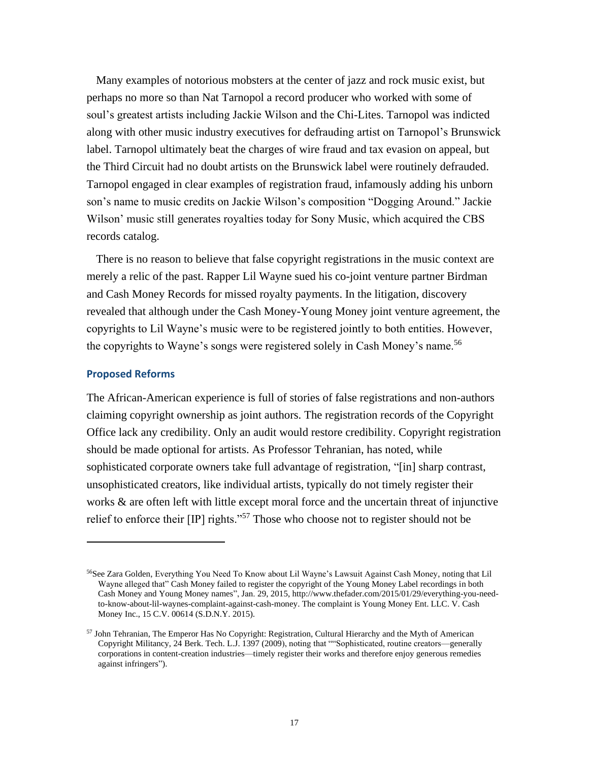Many examples of notorious mobsters at the center of jazz and rock music exist, but perhaps no more so than Nat Tarnopol a record producer who worked with some of soul's greatest artists including Jackie Wilson and the Chi-Lites. Tarnopol was indicted along with other music industry executives for defrauding artist on Tarnopol's Brunswick label. Tarnopol ultimately beat the charges of wire fraud and tax evasion on appeal, but the Third Circuit had no doubt artists on the Brunswick label were routinely defrauded. Tarnopol engaged in clear examples of registration fraud, infamously adding his unborn son's name to music credits on Jackie Wilson's composition "Dogging Around." Jackie Wilson' music still generates royalties today for Sony Music, which acquired the CBS records catalog.

There is no reason to believe that false copyright registrations in the music context are merely a relic of the past. Rapper Lil Wayne sued his co-joint venture partner Birdman and Cash Money Records for missed royalty payments. In the litigation, discovery revealed that although under the Cash Money-Young Money joint venture agreement, the copyrights to Lil Wayne's music were to be registered jointly to both entities. However, the copyrights to Wayne's songs were registered solely in Cash Money's name.[56]

### Proposed Reforms

The African-American experience is full of stories of false registrations and non-authors claiming copyright ownership as joint authors. The registration records of the Copyright Office lack any credibility. Only an audit would restore credibility. Copyright registration should be made optional for artists. As Professor Tehranian, has noted, while sophisticated corporate owners take full advantage of registration, "[in] sharp contrast, unsophisticated creators, like individual artists, typically do not timely register their works & are often left with little except moral force and the uncertain threat of injunctive relief to enforce their [IP] rights."[57] Those who choose not to register should not be

---

[56] See Zara Golden, Everything You Need To Know about Lil Wayne's Lawsuit Against Cash Money, noting that Lil Wayne alleged that" Cash Money failed to register the copyright of the Young Money Label recordings in both Cash Money and Young Money names", Jan. 29, 2015, http://www.thefader.com/2015/01/29/everything-you-need-to-know-about-lil-waynes-complaint-against-cash-money. The complaint is Young Money Ent. LLC. V. Cash Money Inc., 15 C.V. 00614 (S.D.N.Y. 2015).

[57] John Tehranian, The Emperor Has No Copyright: Registration, Cultural Hierarchy and the Myth of American Copyright Militancy, 24 Berk. Tech. L.J. 1397 (2009), noting that ""Sophisticated, routine creators—generally corporations in content-creation industries—timely register their works and therefore enjoy generous remedies against infringers").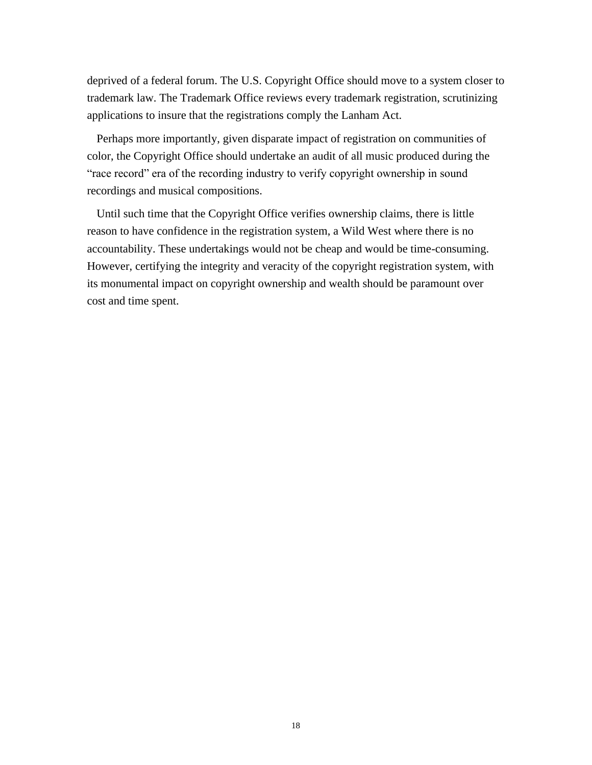deprived of a federal forum. The U.S. Copyright Office should move to a system closer to trademark law. The Trademark Office reviews every trademark registration, scrutinizing applications to insure that the registrations comply the Lanham Act.

Perhaps more importantly, given disparate impact of registration on communities of color, the Copyright Office should undertake an audit of all music produced during the "race record" era of the recording industry to verify copyright ownership in sound recordings and musical compositions.

Until such time that the Copyright Office verifies ownership claims, there is little reason to have confidence in the registration system, a Wild West where there is no accountability. These undertakings would not be cheap and would be time-consuming. However, certifying the integrity and veracity of the copyright registration system, with its monumental impact on copyright ownership and wealth should be paramount over cost and time spent.